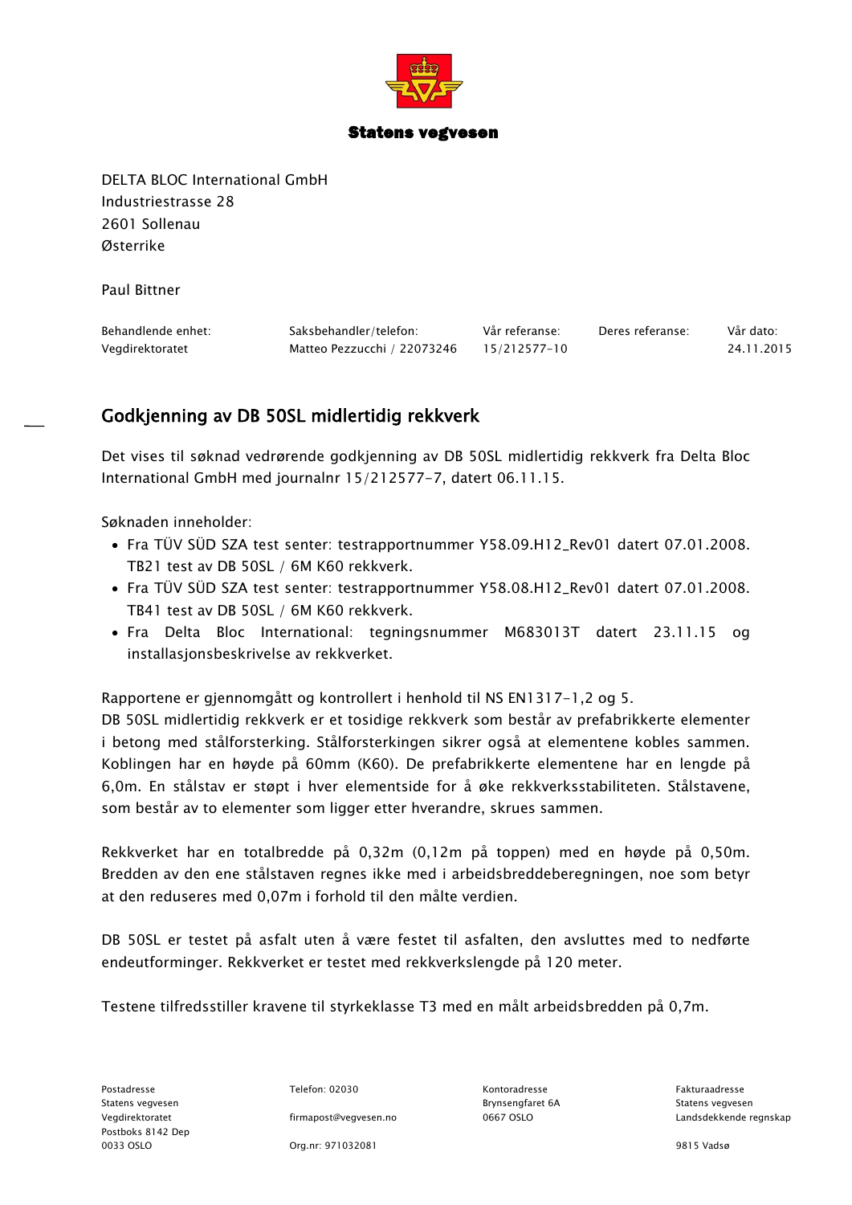**Statens vegvesen**

DELTA BLOC International GmbH
Industriestrasse 28
2601 Sollenau
Østerrike

Paul Bittner

| Behandlende enhet: | Saksbehandler/telefon: | Vår referanse: | Deres referanse: | Vår dato: |
| --- | --- | --- | --- | --- |
| Vegdirektoratet | Matteo Pezzucchi / 22073246 | 15/212577-10 | | 24.11.2015 |

# Godkjenning av DB 50SL midlertidig rekkverk

Det vises til søknad vedrørende godkjenning av DB 50SL midlertidig rekkverk fra Delta Bloc International GmbH med journalnr 15/212577-7, datert 06.11.15.

Søknaden inneholder:

- Fra TÜV SÜD SZA test senter: testrapportnummer Y58.09.H12_Rev01 datert 07.01.2008. TB21 test av DB 50SL / 6M K60 rekkverk.
- Fra TÜV SÜD SZA test senter: testrapportnummer Y58.08.H12_Rev01 datert 07.01.2008. TB41 test av DB 50SL / 6M K60 rekkverk.
- Fra Delta Bloc International: tegningsnummer M683013T datert 23.11.15 og installasjonsbeskrivelse av rekkverket.

Rapportene er gjennomgått og kontrollert i henhold til NS EN1317-1,2 og 5.
DB 50SL midlertidig rekkverk er et tosidige rekkverk som består av prefabrikkerte elementer i betong med stålforsterking. Stålforsterkingen sikrer også at elementene kobles sammen. Koblingen har en høyde på 60mm (K60). De prefabrikkerte elementene har en lengde på 6,0m. En stålstav er støpt i hver elementside for å øke rekkverksstabiliteten. Stålstavene, som består av to elementer som ligger etter hverandre, skrues sammen.

Rekkverket har en totalbredde på 0,32m (0,12m på toppen) med en høyde på 0,50m. Bredden av den ene stålstaven regnes ikke med i arbeidsbreddeberegningen, noe som betyr at den reduseres med 0,07m i forhold til den målte verdien.

DB 50SL er testet på asfalt uten å være festet til asfalten, den avsluttes med to nedførte endeutforminger. Rekkverket er testet med rekkverkslengde på 120 meter.

Testene tilfredsstiller kravene til styrkeklasse T3 med en målt arbeidsbredden på 0,7m.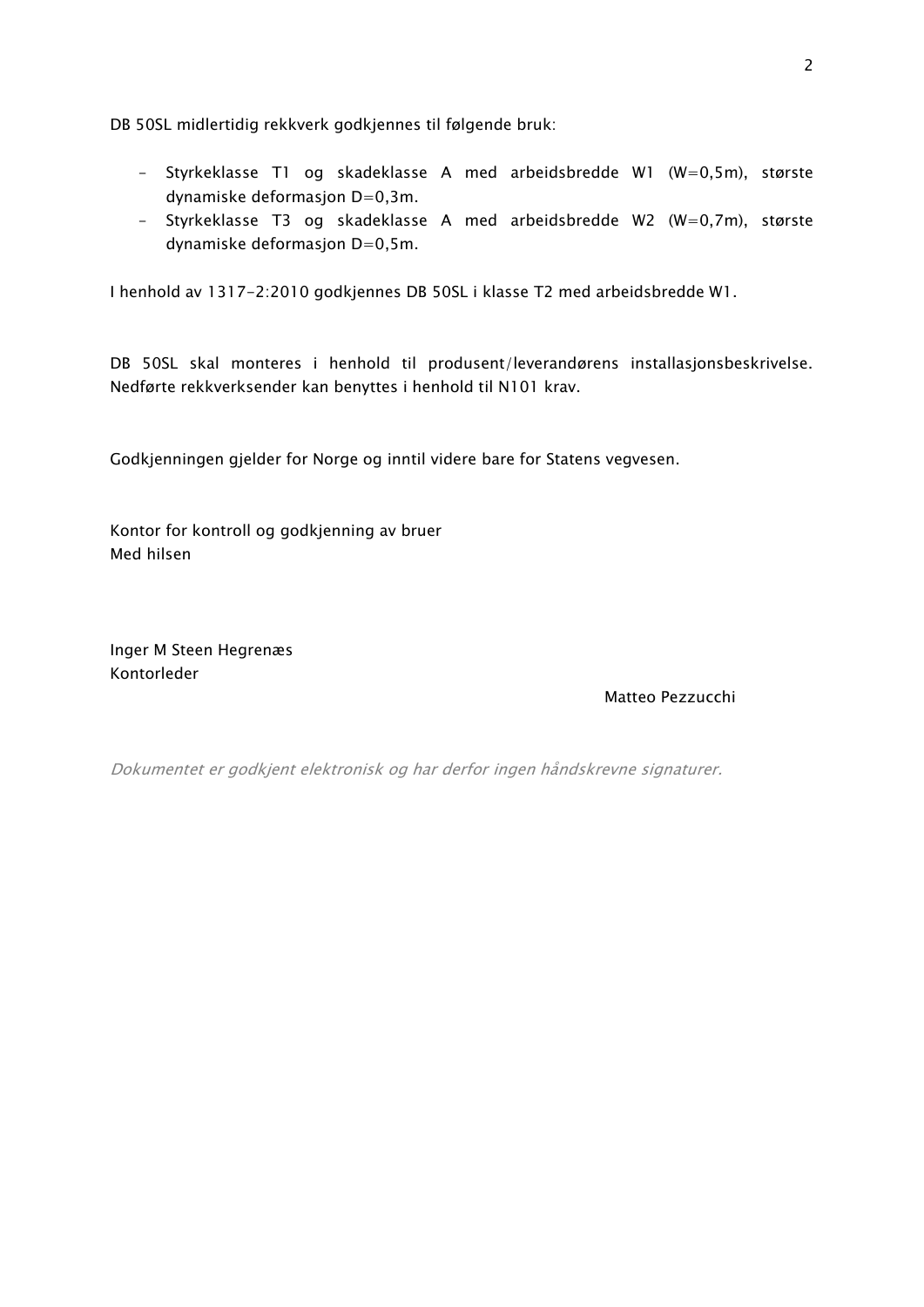DB 50SL midlertidig rekkverk godkjennes til følgende bruk:

- Styrkeklasse T1 og skadeklasse A med arbeidsbredde W1 (W=0,5m), største dynamiske deformasjon D=0,3m.
- Styrkeklasse T3 og skadeklasse A med arbeidsbredde W2 (W=0,7m), største dynamiske deformasjon D=0,5m.

I henhold av 1317-2:2010 godkjennes DB 50SL i klasse T2 med arbeidsbredde W1.

DB 50SL skal monteres i henhold til produsent/leverandørens installasjonsbeskrivelse. Nedførte rekkverksender kan benyttes i henhold til N101 krav.

Godkjenningen gjelder for Norge og inntil videre bare for Statens vegvesen.

Kontor for kontroll og godkjenning av bruer
Med hilsen

Inger M Steen Hegrenæs
Kontorleder

Matteo Pezzucchi

*Dokumentet er godkjent elektronisk og har derfor ingen håndskrevne signaturer.*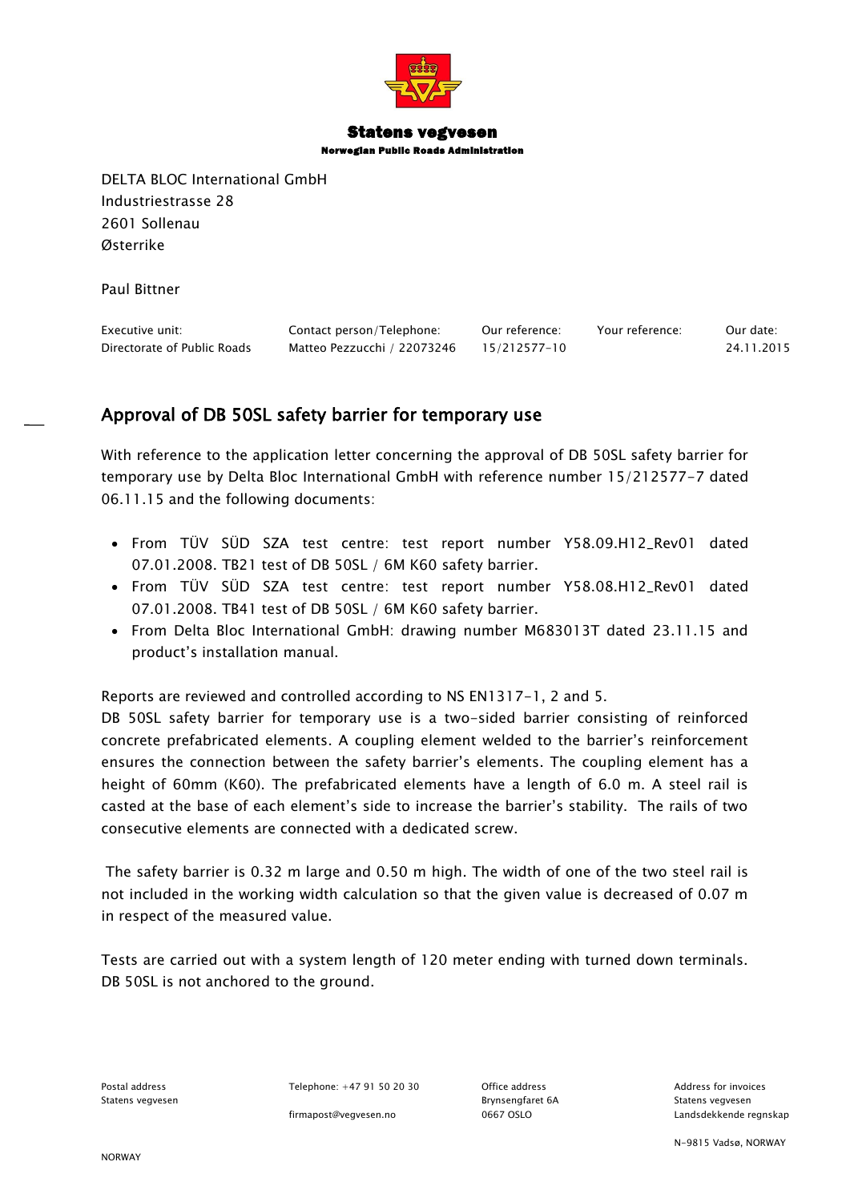**Statens vegvesen**
**Norwegian Public Roads Administration**

DELTA BLOC International GmbH
Industriestrasse 28
2601 Sollenau
Østerrike

Paul Bittner

| Executive unit: | Contact person/Telephone: | Our reference: | Your reference: | Our date: |
|---|---|---|---|---|
| Directorate of Public Roads | Matteo Pezzucchi / 22073246 | 15/212577-10 | | 24.11.2015 |

## Approval of DB 50SL safety barrier for temporary use

With reference to the application letter concerning the approval of DB 50SL safety barrier for temporary use by Delta Bloc International GmbH with reference number 15/212577-7 dated 06.11.15 and the following documents:

- From TÜV SÜD SZA test centre: test report number Y58.09.H12_Rev01 dated 07.01.2008. TB21 test of DB 50SL / 6M K60 safety barrier.
- From TÜV SÜD SZA test centre: test report number Y58.08.H12_Rev01 dated 07.01.2008. TB41 test of DB 50SL / 6M K60 safety barrier.
- From Delta Bloc International GmbH: drawing number M683013T dated 23.11.15 and product's installation manual.

Reports are reviewed and controlled according to NS EN1317-1, 2 and 5.
DB 50SL safety barrier for temporary use is a two-sided barrier consisting of reinforced concrete prefabricated elements. A coupling element welded to the barrier's reinforcement ensures the connection between the safety barrier's elements. The coupling element has a height of 60mm (K60). The prefabricated elements have a length of 6.0 m. A steel rail is casted at the base of each element's side to increase the barrier's stability. The rails of two consecutive elements are connected with a dedicated screw.

The safety barrier is 0.32 m large and 0.50 m high. The width of one of the two steel rail is not included in the working width calculation so that the given value is decreased of 0.07 m in respect of the measured value.

Tests are carried out with a system length of 120 meter ending with turned down terminals. DB 50SL is not anchored to the ground.

| Postal address | Telephone: +47 91 50 20 30 | Office address | Address for invoices |
|---|---|---|---|
| Statens vegvesen | | Brynsengfaret 6A | Statens vegvesen |
| | firmapost@vegvesen.no | 0667 OSLO | Landsdekkende regnskap |
| | | | N-9815 Vadsø, NORWAY |
| NORWAY | | | |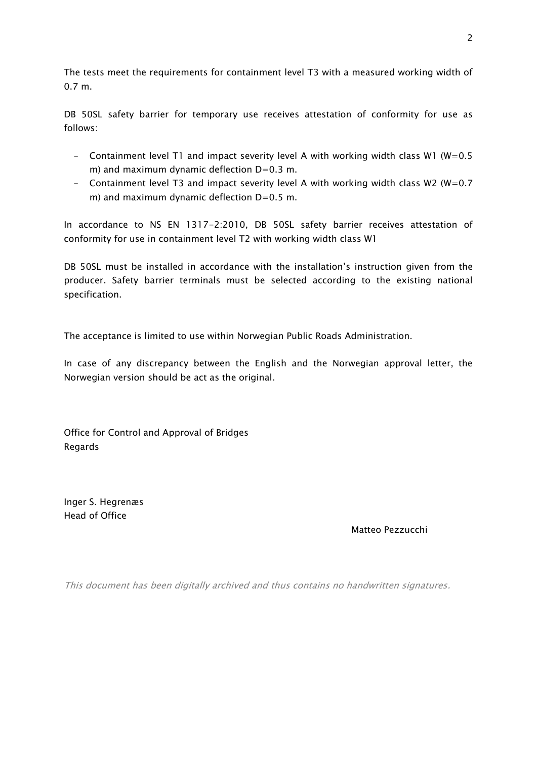The tests meet the requirements for containment level T3 with a measured working width of 0.7 m.

DB 50SL safety barrier for temporary use receives attestation of conformity for use as follows:

- Containment level T1 and impact severity level A with working width class W1 (W=0.5 m) and maximum dynamic deflection D=0.3 m.
- Containment level T3 and impact severity level A with working width class W2 (W=0.7 m) and maximum dynamic deflection D=0.5 m.

In accordance to NS EN 1317-2:2010, DB 50SL safety barrier receives attestation of conformity for use in containment level T2 with working width class W1

DB 50SL must be installed in accordance with the installation's instruction given from the producer. Safety barrier terminals must be selected according to the existing national specification.

The acceptance is limited to use within Norwegian Public Roads Administration.

In case of any discrepancy between the English and the Norwegian approval letter, the Norwegian version should be act as the original.

Office for Control and Approval of Bridges
Regards

Inger S. Hegrenæs
Head of Office

Matteo Pezzucchi

*This document has been digitally archived and thus contains no handwritten signatures.*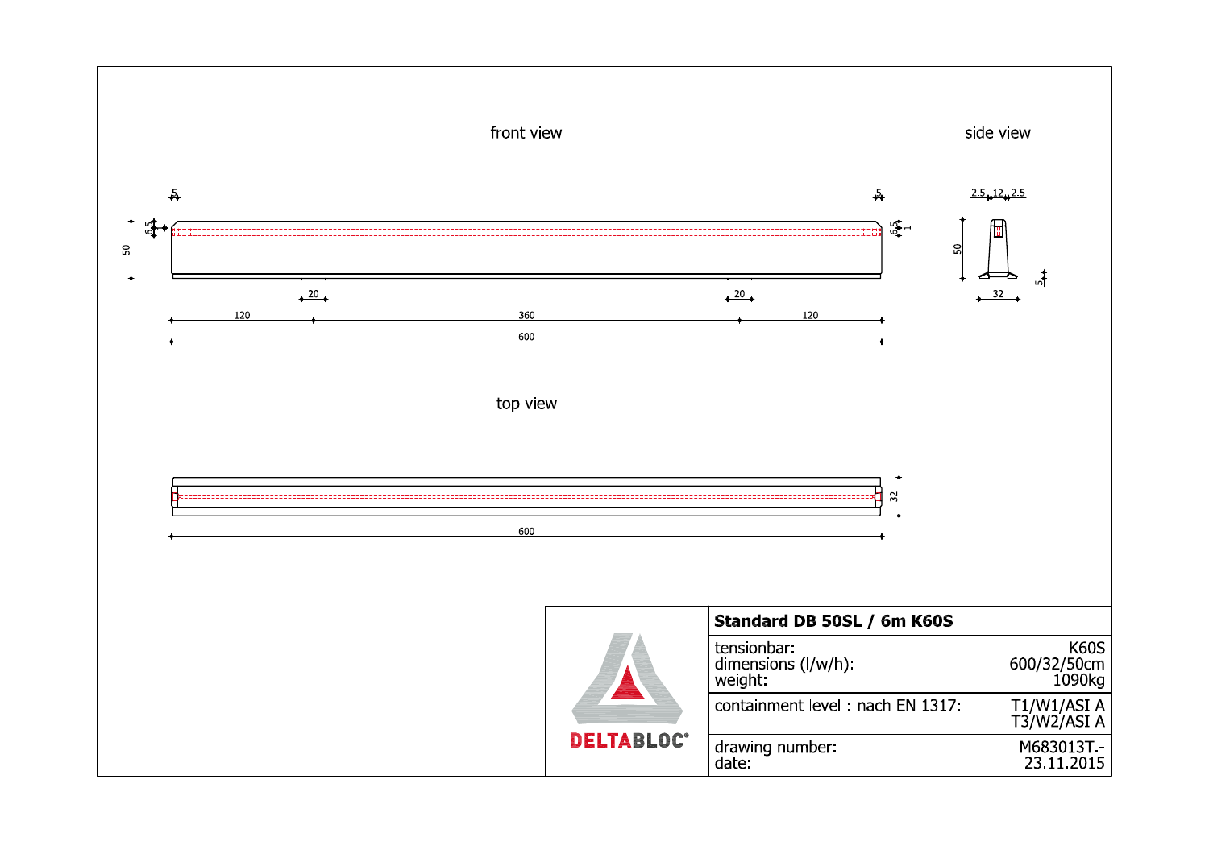front view

5

5

6.5

6.5

1

50

20

20

120

360

120

600

side view

2.5 12 2.5

50

32

5

top view

32

600

| | | |
|---|---|---|
| DELTABLOC® | **Standard DB 50SL / 6m K60S** | |
| | tensionbar:<br>dimensions (l/w/h):<br>weight: | K60S<br>600/32/50cm<br>1090kg |
| | containment level : nach EN 1317: | T1/W1/ASI A<br>T3/W2/ASI A |
| | drawing number:<br>date: | M683013T.-<br>23.11.2015 |